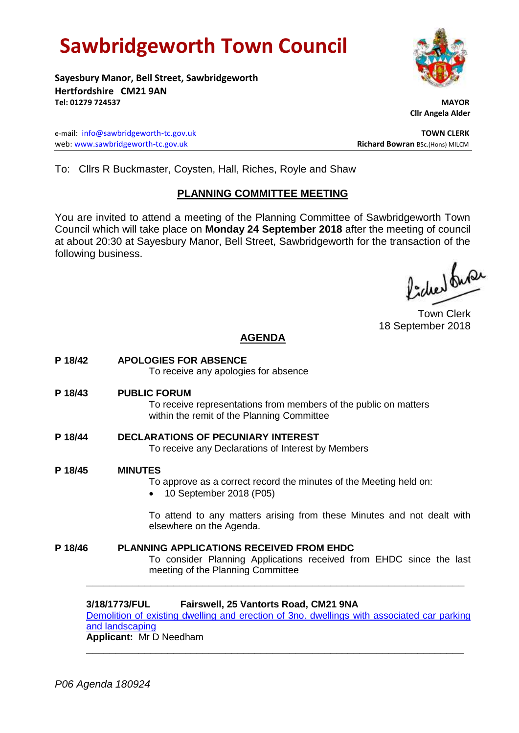# Sawbridgeworth Town Council

**Sayesbury Manor, Bell Street, Sawbridgeworth**
**Hertfordshire CM21 9AN**
**Tel: 01279 724537**

**MAYOR**
**Cllr Angela Alder**

e-mail: info@sawbridgeworth-tc.gov.uk
web: www.sawbridgeworth-tc.gov.uk

**TOWN CLERK**
**Richard Bowran** BSc.(Hons) MILCM

To: Cllrs R Buckmaster, Coysten, Hall, Riches, Royle and Shaw

## PLANNING COMMITTEE MEETING

You are invited to attend a meeting of the Planning Committee of Sawbridgeworth Town Council which will take place on **Monday 24 September 2018** after the meeting of council at about 20:30 at Sayesbury Manor, Bell Street, Sawbridgeworth for the transaction of the following business.

Town Clerk
18 September 2018

## AGENDA

**P 18/42 APOLOGIES FOR ABSENCE**

To receive any apologies for absence

**P 18/43 PUBLIC FORUM**

To receive representations from members of the public on matters within the remit of the Planning Committee

**P 18/44 DECLARATIONS OF PECUNIARY INTEREST**

To receive any Declarations of Interest by Members

**P 18/45 MINUTES**

To approve as a correct record the minutes of the Meeting held on:

- 10 September 2018 (P05)

To attend to any matters arising from these Minutes and not dealt with elsewhere on the Agenda.

**P 18/46 PLANNING APPLICATIONS RECEIVED FROM EHDC**

To consider Planning Applications received from EHDC since the last meeting of the Planning Committee

---

**3/18/1773/FUL Fairswell, 25 Vantorts Road, CM21 9NA**
Demolition of existing dwelling and erection of 3no. dwellings with associated car parking and landscaping
**Applicant:** Mr D Needham

---

*P06 Agenda 180924*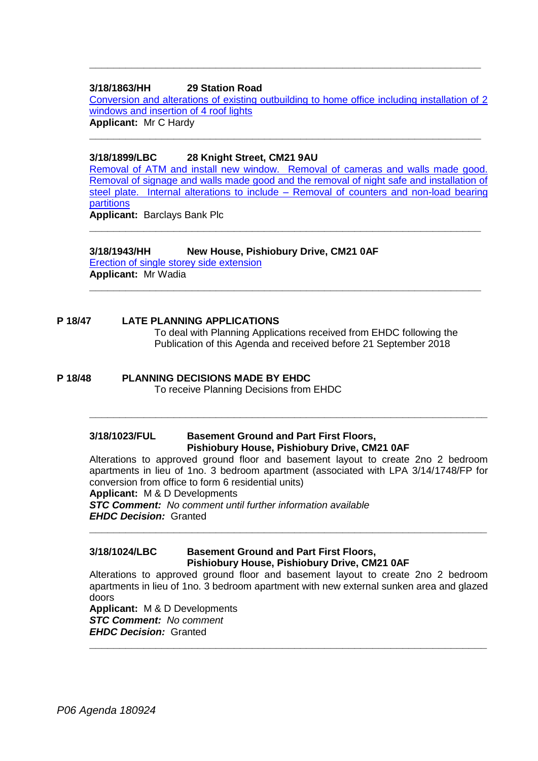---

**3/18/1863/HH 29 Station Road**

Conversion and alterations of existing outbuilding to home office including installation of 2 windows and insertion of 4 roof lights

**Applicant:** Mr C Hardy

---

**3/18/1899/LBC 28 Knight Street, CM21 9AU**

Removal of ATM and install new window. Removal of cameras and walls made good. Removal of signage and walls made good and the removal of night safe and installation of steel plate. Internal alterations to include – Removal of counters and non-load bearing partitions

**Applicant:** Barclays Bank Plc

---

**3/18/1943/HH New House, Pishiobury Drive, CM21 0AF**

Erection of single storey side extension

**Applicant:** Mr Wadia

---

**P 18/47 LATE PLANNING APPLICATIONS**

To deal with Planning Applications received from EHDC following the Publication of this Agenda and received before 21 September 2018

**P 18/48 PLANNING DECISIONS MADE BY EHDC**

To receive Planning Decisions from EHDC

---

**3/18/1023/FUL Basement Ground and Part First Floors, Pishiobury House, Pishiobury Drive, CM21 0AF**

Alterations to approved ground floor and basement layout to create 2no 2 bedroom apartments in lieu of 1no. 3 bedroom apartment (associated with LPA 3/14/1748/FP for conversion from office to form 6 residential units)

**Applicant:** M & D Developments

***STC Comment:*** *No comment until further information available*

***EHDC Decision:*** Granted

---

**3/18/1024/LBC Basement Ground and Part First Floors, Pishiobury House, Pishiobury Drive, CM21 0AF**

Alterations to approved ground floor and basement layout to create 2no 2 bedroom apartments in lieu of 1no. 3 bedroom apartment with new external sunken area and glazed doors

**Applicant:** M & D Developments

***STC Comment:*** *No comment*

***EHDC Decision:*** Granted

---

*P06 Agenda 180924*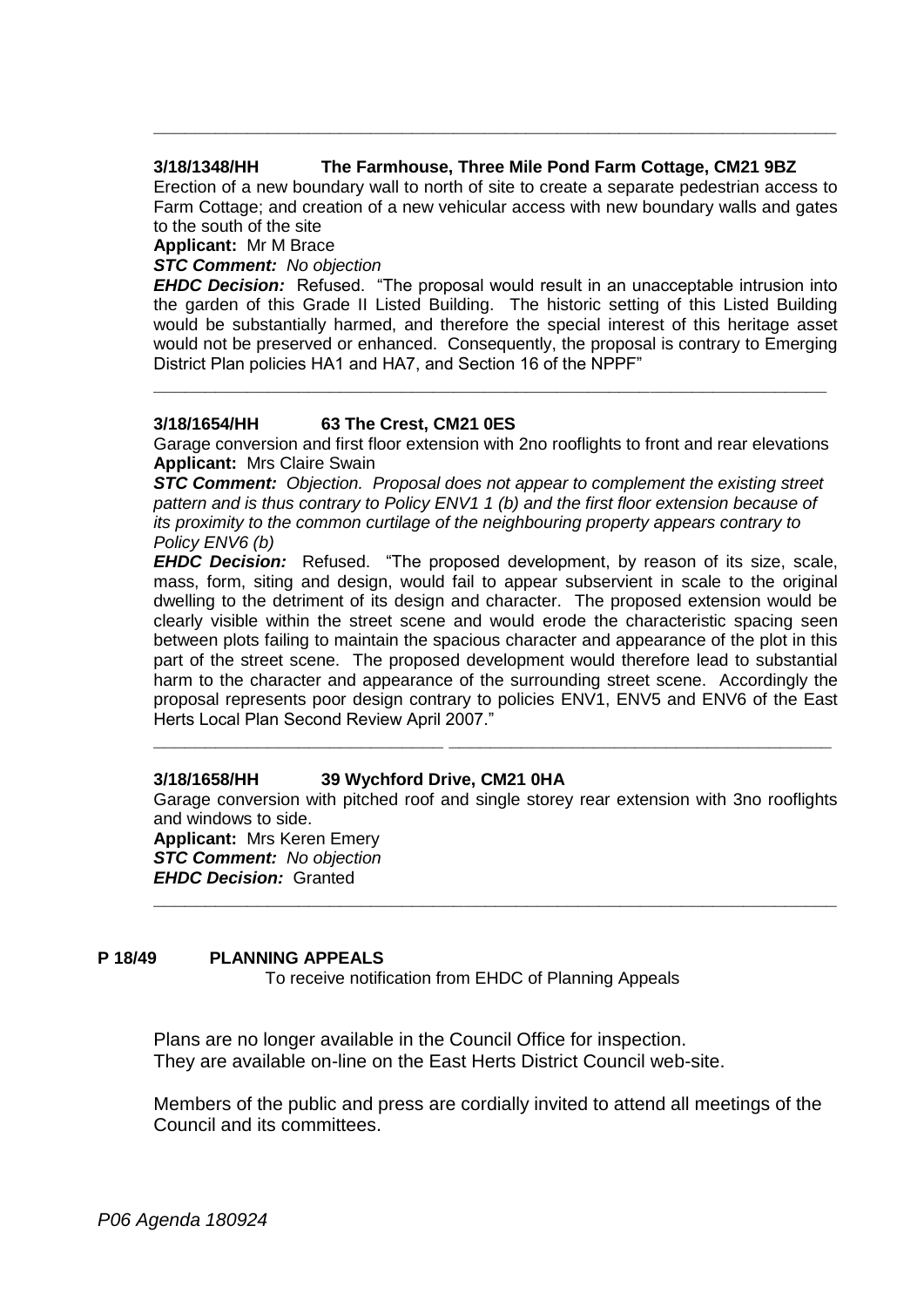---

**3/18/1348/HH The Farmhouse, Three Mile Pond Farm Cottage, CM21 9BZ**

Erection of a new boundary wall to north of site to create a separate pedestrian access to Farm Cottage; and creation of a new vehicular access with new boundary walls and gates to the south of the site

**Applicant:** Mr M Brace

***STC Comment:*** *No objection*

***EHDC Decision:*** Refused. "The proposal would result in an unacceptable intrusion into the garden of this Grade II Listed Building. The historic setting of this Listed Building would be substantially harmed, and therefore the special interest of this heritage asset would not be preserved or enhanced. Consequently, the proposal is contrary to Emerging District Plan policies HA1 and HA7, and Section 16 of the NPPF"

---

**3/18/1654/HH 63 The Crest, CM21 0ES**

Garage conversion and first floor extension with 2no rooflights to front and rear elevations

**Applicant:** Mrs Claire Swain

***STC Comment:*** *Objection. Proposal does not appear to complement the existing street pattern and is thus contrary to Policy ENV1 1 (b) and the first floor extension because of its proximity to the common curtilage of the neighbouring property appears contrary to Policy ENV6 (b)*

***EHDC Decision:*** Refused. "The proposed development, by reason of its size, scale, mass, form, siting and design, would fail to appear subservient in scale to the original dwelling to the detriment of its design and character. The proposed extension would be clearly visible within the street scene and would erode the characteristic spacing seen between plots failing to maintain the spacious character and appearance of the plot in this part of the street scene. The proposed development would therefore lead to substantial harm to the character and appearance of the surrounding street scene. Accordingly the proposal represents poor design contrary to policies ENV1, ENV5 and ENV6 of the East Herts Local Plan Second Review April 2007."

---

**3/18/1658/HH 39 Wychford Drive, CM21 0HA**

Garage conversion with pitched roof and single storey rear extension with 3no rooflights and windows to side.

**Applicant:** Mrs Keren Emery

***STC Comment:*** *No objection*

***EHDC Decision:*** Granted

---

**P 18/49 PLANNING APPEALS**

To receive notification from EHDC of Planning Appeals

Plans are no longer available in the Council Office for inspection.
They are available on-line on the East Herts District Council web-site.

Members of the public and press are cordially invited to attend all meetings of the Council and its committees.

*P06 Agenda 180924*